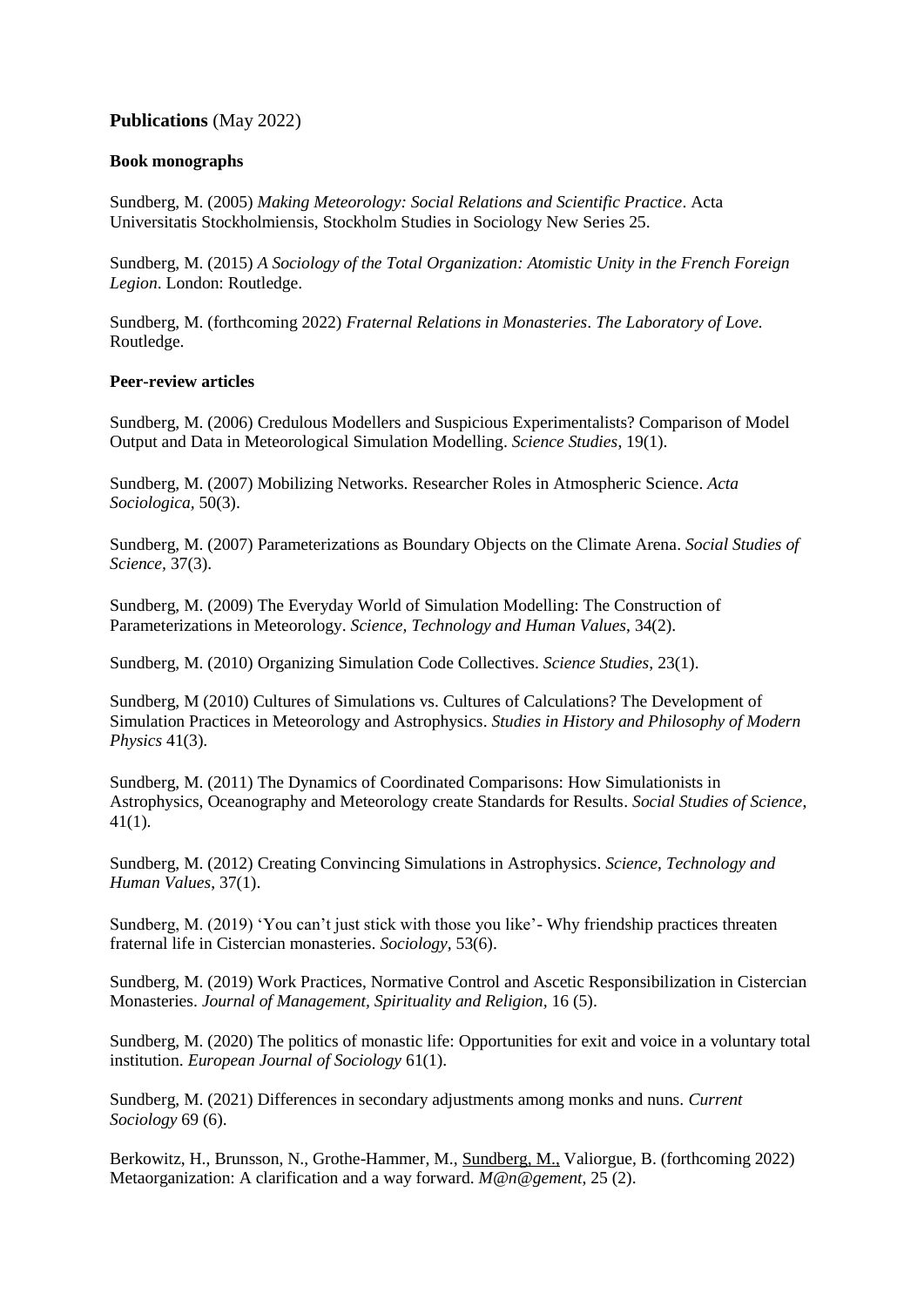**Publications** (May 2022)

**Book monographs**

Sundberg, M. (2005) *Making Meteorology: Social Relations and Scientific Practice*. Acta Universitatis Stockholmiensis, Stockholm Studies in Sociology New Series 25.

Sundberg, M. (2015) *A Sociology of the Total Organization: Atomistic Unity in the French Foreign Legion*. London: Routledge.

Sundberg, M. (forthcoming 2022) *Fraternal Relations in Monasteries. The Laboratory of Love.* Routledge.

**Peer-review articles**

Sundberg, M. (2006) Credulous Modellers and Suspicious Experimentalists? Comparison of Model Output and Data in Meteorological Simulation Modelling. *Science Studies*, 19(1).

Sundberg, M. (2007) Mobilizing Networks. Researcher Roles in Atmospheric Science. *Acta Sociologica*, 50(3).

Sundberg, M. (2007) Parameterizations as Boundary Objects on the Climate Arena. *Social Studies of Science*, 37(3).

Sundberg, M. (2009) The Everyday World of Simulation Modelling: The Construction of Parameterizations in Meteorology. *Science, Technology and Human Values*, 34(2).

Sundberg, M. (2010) Organizing Simulation Code Collectives. *Science Studies*, 23(1).

Sundberg, M (2010) Cultures of Simulations vs. Cultures of Calculations? The Development of Simulation Practices in Meteorology and Astrophysics. *Studies in History and Philosophy of Modern Physics* 41(3).

Sundberg, M. (2011) The Dynamics of Coordinated Comparisons: How Simulationists in Astrophysics, Oceanography and Meteorology create Standards for Results. *Social Studies of Science*, 41(1).

Sundberg, M. (2012) Creating Convincing Simulations in Astrophysics. *Science, Technology and Human Values*, 37(1).

Sundberg, M. (2019) 'You can't just stick with those you like'- Why friendship practices threaten fraternal life in Cistercian monasteries. *Sociology*, 53(6).

Sundberg, M. (2019) Work Practices, Normative Control and Ascetic Responsibilization in Cistercian Monasteries. *Journal of Management, Spirituality and Religion*, 16 (5).

Sundberg, M. (2020) The politics of monastic life: Opportunities for exit and voice in a voluntary total institution. *European Journal of Sociology* 61(1).

Sundberg, M. (2021) Differences in secondary adjustments among monks and nuns. *Current Sociology* 69 (6).

Berkowitz, H., Brunsson, N., Grothe-Hammer, M., Sundberg, M., Valiorgue, B. (forthcoming 2022) Metaorganization: A clarification and a way forward. *M@n@gement*, 25 (2).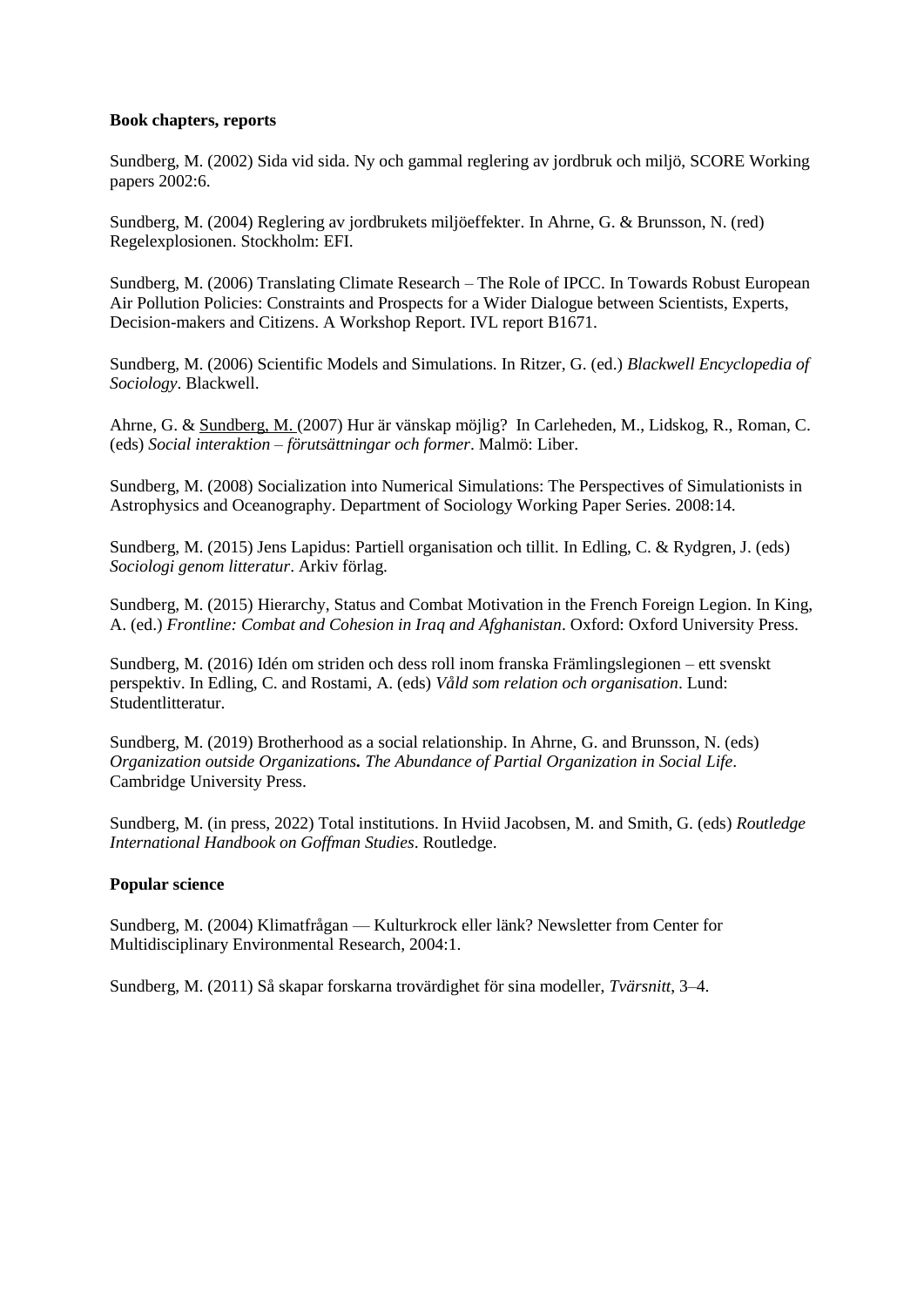**Book chapters, reports**

Sundberg, M. (2002) Sida vid sida. Ny och gammal reglering av jordbruk och miljö, SCORE Working papers 2002:6.

Sundberg, M. (2004) Reglering av jordbrukets miljöeffekter. In Ahrne, G. & Brunsson, N. (red) Regelexplosionen. Stockholm: EFI.

Sundberg, M. (2006) Translating Climate Research – The Role of IPCC. In Towards Robust European Air Pollution Policies: Constraints and Prospects for a Wider Dialogue between Scientists, Experts, Decision-makers and Citizens. A Workshop Report. IVL report B1671.

Sundberg, M. (2006) Scientific Models and Simulations. In Ritzer, G. (ed.) *Blackwell Encyclopedia of Sociology*. Blackwell.

Ahrne, G. & Sundberg, M. (2007) Hur är vänskap möjlig? In Carleheden, M., Lidskog, R., Roman, C. (eds) *Social interaktion – förutsättningar och former*. Malmö: Liber.

Sundberg, M. (2008) Socialization into Numerical Simulations: The Perspectives of Simulationists in Astrophysics and Oceanography. Department of Sociology Working Paper Series. 2008:14.

Sundberg, M. (2015) Jens Lapidus: Partiell organisation och tillit. In Edling, C. & Rydgren, J. (eds) *Sociologi genom litteratur*. Arkiv förlag.

Sundberg, M. (2015) Hierarchy, Status and Combat Motivation in the French Foreign Legion. In King, A. (ed.) *Frontline: Combat and Cohesion in Iraq and Afghanistan*. Oxford: Oxford University Press.

Sundberg, M. (2016) Idén om striden och dess roll inom franska Främlingslegionen – ett svenskt perspektiv. In Edling, C. and Rostami, A. (eds) *Våld som relation och organisation*. Lund: Studentlitteratur.

Sundberg, M. (2019) Brotherhood as a social relationship. In Ahrne, G. and Brunsson, N. (eds) *Organization outside Organizations. The Abundance of Partial Organization in Social Life*. Cambridge University Press.

Sundberg, M. (in press, 2022) Total institutions. In Hviid Jacobsen, M. and Smith, G. (eds) *Routledge International Handbook on Goffman Studies*. Routledge.

**Popular science**

Sundberg, M. (2004) Klimatfrågan — Kulturkrock eller länk? Newsletter from Center for Multidisciplinary Environmental Research, 2004:1.

Sundberg, M. (2011) Så skapar forskarna trovärdighet för sina modeller, *Tvärsnitt*, 3–4.